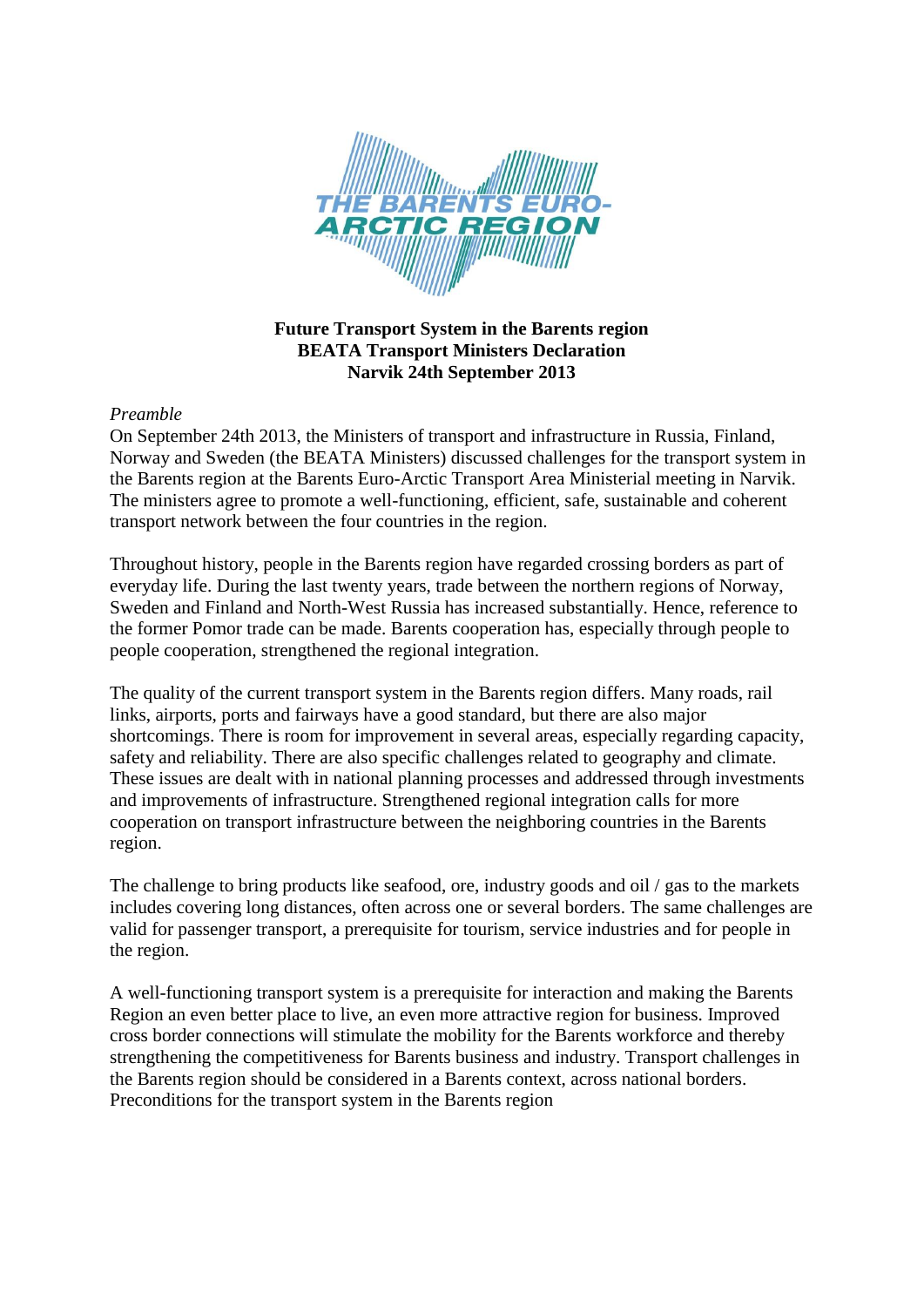THE BARENTS EURO-ARCTIC REGION

**Future Transport System in the Barents region**
**BEATA Transport Ministers Declaration**
**Narvik 24th September 2013**

*Preamble*

On September 24th 2013, the Ministers of transport and infrastructure in Russia, Finland, Norway and Sweden (the BEATA Ministers) discussed challenges for the transport system in the Barents region at the Barents Euro-Arctic Transport Area Ministerial meeting in Narvik. The ministers agree to promote a well-functioning, efficient, safe, sustainable and coherent transport network between the four countries in the region.

Throughout history, people in the Barents region have regarded crossing borders as part of everyday life. During the last twenty years, trade between the northern regions of Norway, Sweden and Finland and North-West Russia has increased substantially. Hence, reference to the former Pomor trade can be made. Barents cooperation has, especially through people to people cooperation, strengthened the regional integration.

The quality of the current transport system in the Barents region differs. Many roads, rail links, airports, ports and fairways have a good standard, but there are also major shortcomings. There is room for improvement in several areas, especially regarding capacity, safety and reliability. There are also specific challenges related to geography and climate. These issues are dealt with in national planning processes and addressed through investments and improvements of infrastructure. Strengthened regional integration calls for more cooperation on transport infrastructure between the neighboring countries in the Barents region.

The challenge to bring products like seafood, ore, industry goods and oil / gas to the markets includes covering long distances, often across one or several borders. The same challenges are valid for passenger transport, a prerequisite for tourism, service industries and for people in the region.

A well-functioning transport system is a prerequisite for interaction and making the Barents Region an even better place to live, an even more attractive region for business. Improved cross border connections will stimulate the mobility for the Barents workforce and thereby strengthening the competitiveness for Barents business and industry. Transport challenges in the Barents region should be considered in a Barents context, across national borders.
Preconditions for the transport system in the Barents region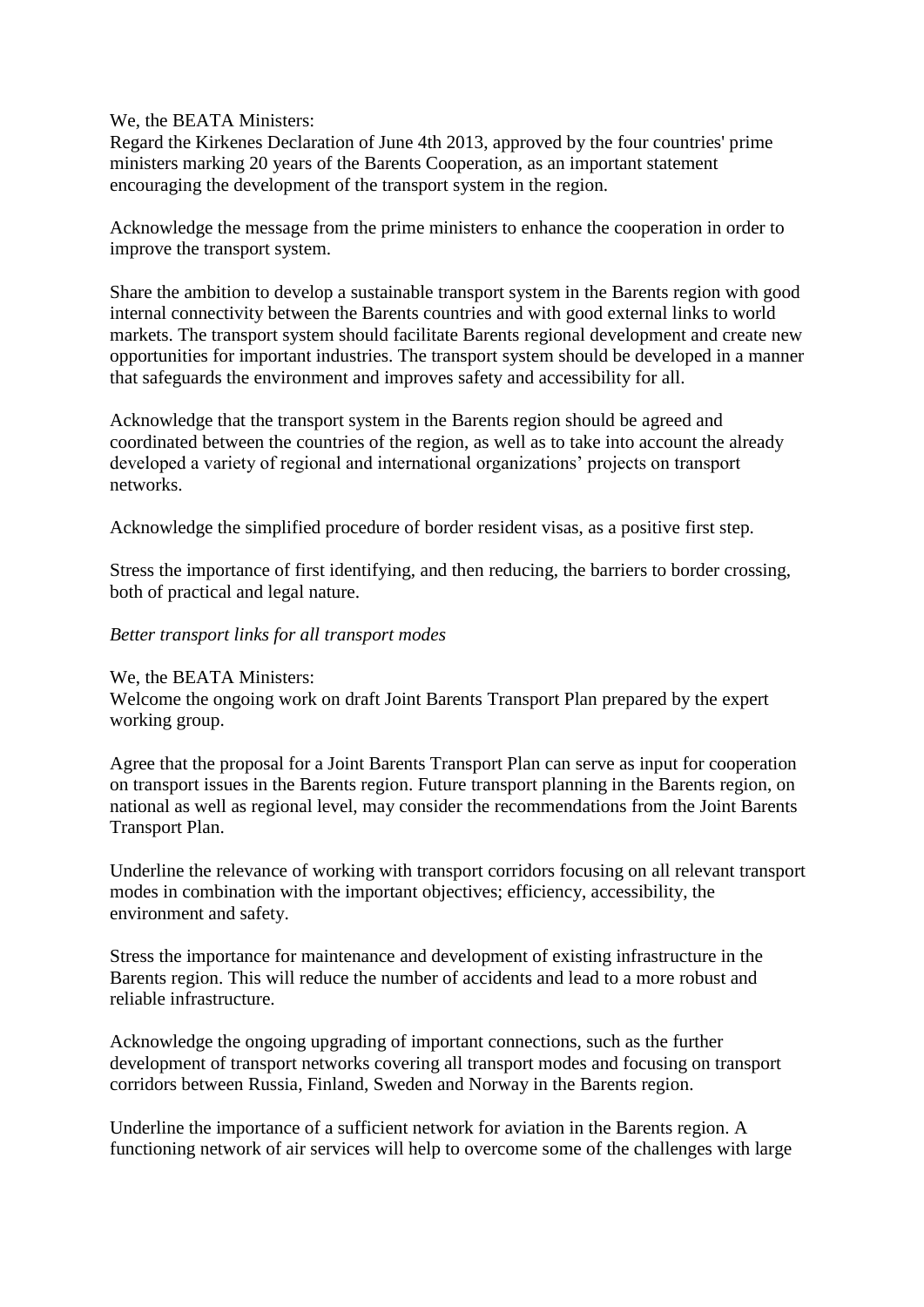We, the BEATA Ministers:
Regard the Kirkenes Declaration of June 4th 2013, approved by the four countries' prime ministers marking 20 years of the Barents Cooperation, as an important statement encouraging the development of the transport system in the region.

Acknowledge the message from the prime ministers to enhance the cooperation in order to improve the transport system.

Share the ambition to develop a sustainable transport system in the Barents region with good internal connectivity between the Barents countries and with good external links to world markets. The transport system should facilitate Barents regional development and create new opportunities for important industries. The transport system should be developed in a manner that safeguards the environment and improves safety and accessibility for all.

Acknowledge that the transport system in the Barents region should be agreed and coordinated between the countries of the region, as well as to take into account the already developed a variety of regional and international organizations' projects on transport networks.

Acknowledge the simplified procedure of border resident visas, as a positive first step.

Stress the importance of first identifying, and then reducing, the barriers to border crossing, both of practical and legal nature.

*Better transport links for all transport modes*

We, the BEATA Ministers:
Welcome the ongoing work on draft Joint Barents Transport Plan prepared by the expert working group.

Agree that the proposal for a Joint Barents Transport Plan can serve as input for cooperation on transport issues in the Barents region. Future transport planning in the Barents region, on national as well as regional level, may consider the recommendations from the Joint Barents Transport Plan.

Underline the relevance of working with transport corridors focusing on all relevant transport modes in combination with the important objectives; efficiency, accessibility, the environment and safety.

Stress the importance for maintenance and development of existing infrastructure in the Barents region. This will reduce the number of accidents and lead to a more robust and reliable infrastructure.

Acknowledge the ongoing upgrading of important connections, such as the further development of transport networks covering all transport modes and focusing on transport corridors between Russia, Finland, Sweden and Norway in the Barents region.

Underline the importance of a sufficient network for aviation in the Barents region. A functioning network of air services will help to overcome some of the challenges with large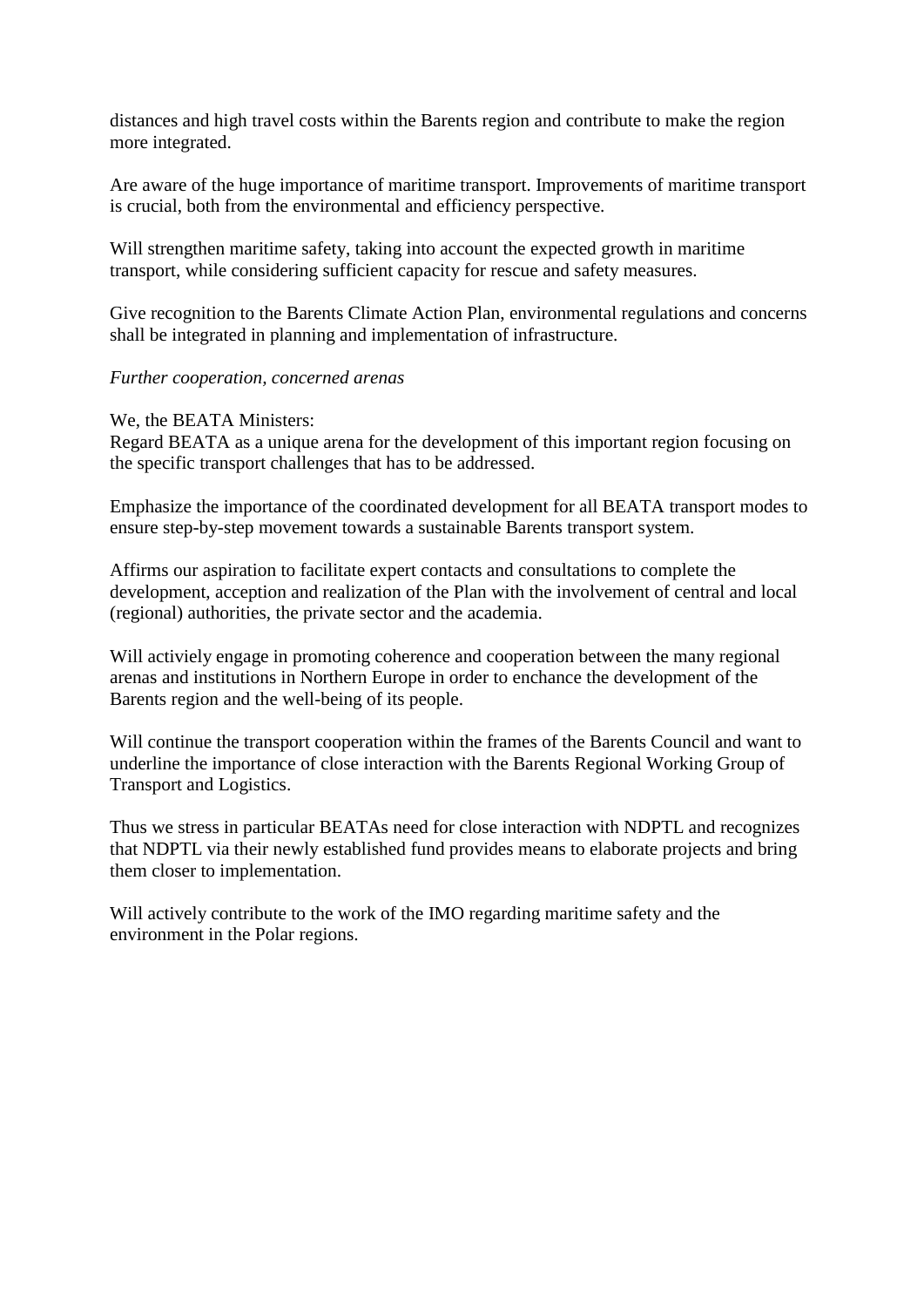distances and high travel costs within the Barents region and contribute to make the region more integrated.

Are aware of the huge importance of maritime transport. Improvements of maritime transport is crucial, both from the environmental and efficiency perspective.

Will strengthen maritime safety, taking into account the expected growth in maritime transport, while considering sufficient capacity for rescue and safety measures.

Give recognition to the Barents Climate Action Plan, environmental regulations and concerns shall be integrated in planning and implementation of infrastructure.

*Further cooperation, concerned arenas*

We, the BEATA Ministers:
Regard BEATA as a unique arena for the development of this important region focusing on the specific transport challenges that has to be addressed.

Emphasize the importance of the coordinated development for all BEATA transport modes to ensure step-by-step movement towards a sustainable Barents transport system.

Affirms our aspiration to facilitate expert contacts and consultations to complete the development, acception and realization of the Plan with the involvement of central and local (regional) authorities, the private sector and the academia.

Will activiely engage in promoting coherence and cooperation between the many regional arenas and institutions in Northern Europe in order to enchance the development of the Barents region and the well-being of its people.

Will continue the transport cooperation within the frames of the Barents Council and want to underline the importance of close interaction with the Barents Regional Working Group of Transport and Logistics.

Thus we stress in particular BEATAs need for close interaction with NDPTL and recognizes that NDPTL via their newly established fund provides means to elaborate projects and bring them closer to implementation.

Will actively contribute to the work of the IMO regarding maritime safety and the environment in the Polar regions.